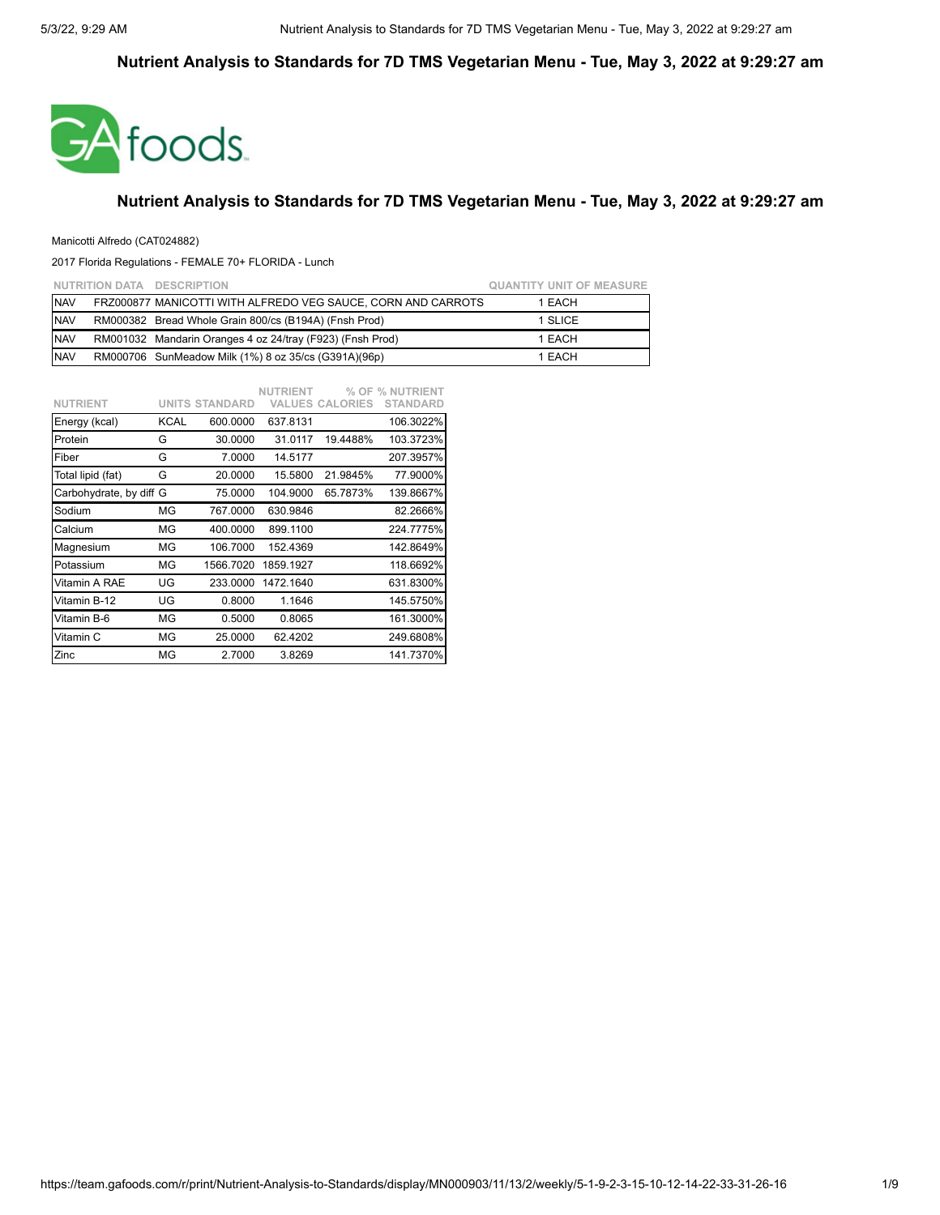# Nutrient Analysis to Standards for 7D TMS Vegetarian Menu - Tue, May 3, 2022 at 9:29:27 am

## Nutrient Analysis to Standards for 7D TMS Vegetarian Menu - Tue, May 3, 2022 at 9:29:27 am

Manicotti Alfredo (CAT024882)

2017 Florida Regulations - FEMALE 70+ FLORIDA - Lunch

| NUTRITION DATA | DESCRIPTION | QUANTITY UNIT OF MEASURE |
|---|---|---|
| NAV | FRZ000877 MANICOTTI WITH ALFREDO VEG SAUCE, CORN AND CARROTS | 1 EACH |
| NAV | RM000382 Bread Whole Grain 800/cs (B194A) (Fnsh Prod) | 1 SLICE |
| NAV | RM001032 Mandarin Oranges 4 oz 24/tray (F923) (Fnsh Prod) | 1 EACH |
| NAV | RM000706 SunMeadow Milk (1%) 8 oz 35/cs (G391A)(96p) | 1 EACH |

| NUTRIENT | UNITS | STANDARD | NUTRIENT VALUES | % OF CALORIES | % NUTRIENT STANDARD |
|---|---|---|---|---|---|
| Energy (kcal) | KCAL | 600.0000 | 637.8131 | | 106.3022% |
| Protein | G | 30.0000 | 31.0117 | 19.4488% | 103.3723% |
| Fiber | G | 7.0000 | 14.5177 | | 207.3957% |
| Total lipid (fat) | G | 20.0000 | 15.5800 | 21.9845% | 77.9000% |
| Carbohydrate, by diff | G | 75.0000 | 104.9000 | 65.7873% | 139.8667% |
| Sodium | MG | 767.0000 | 630.9846 | | 82.2666% |
| Calcium | MG | 400.0000 | 899.1100 | | 224.7775% |
| Magnesium | MG | 106.7000 | 152.4369 | | 142.8649% |
| Potassium | MG | 1566.7020 | 1859.1927 | | 118.6692% |
| Vitamin A RAE | UG | 233.0000 | 1472.1640 | | 631.8300% |
| Vitamin B-12 | UG | 0.8000 | 1.1646 | | 145.5750% |
| Vitamin B-6 | MG | 0.5000 | 0.8065 | | 161.3000% |
| Vitamin C | MG | 25.0000 | 62.4202 | | 249.6808% |
| Zinc | MG | 2.7000 | 3.8269 | | 141.7370% |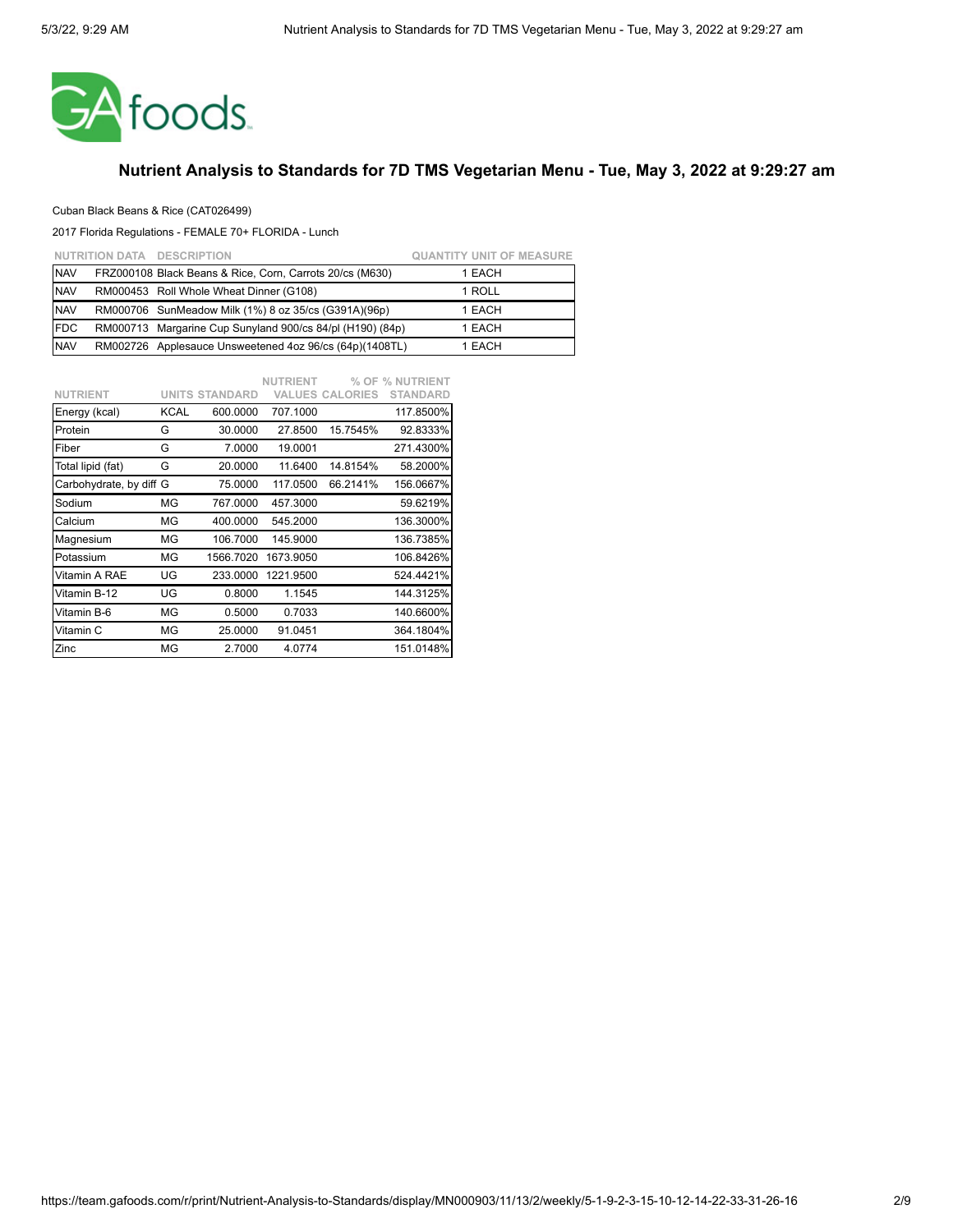GA foods

## Nutrient Analysis to Standards for 7D TMS Vegetarian Menu - Tue, May 3, 2022 at 9:29:27 am

Cuban Black Beans & Rice (CAT026499)

2017 Florida Regulations - FEMALE 70+ FLORIDA - Lunch

| NUTRITION DATA | DESCRIPTION | QUANTITY UNIT OF MEASURE |
|---|---|---|
| NAV | FRZ000108 Black Beans & Rice, Corn, Carrots 20/cs (M630) | 1 EACH |
| NAV | RM000453 Roll Whole Wheat Dinner (G108) | 1 ROLL |
| NAV | RM000706 SunMeadow Milk (1%) 8 oz 35/cs (G391A)(96p) | 1 EACH |
| FDC | RM000713 Margarine Cup Sunyland 900/cs 84/pl (H190) (84p) | 1 EACH |
| NAV | RM002726 Applesauce Unsweetened 4oz 96/cs (64p)(1408TL) | 1 EACH |

| NUTRIENT | UNITS | STANDARD | NUTRIENT VALUES | % OF CALORIES | % NUTRIENT STANDARD |
|---|---|---|---|---|---|
| Energy (kcal) | KCAL | 600.0000 | 707.1000 | | 117.8500% |
| Protein | G | 30.0000 | 27.8500 | 15.7545% | 92.8333% |
| Fiber | G | 7.0000 | 19.0001 | | 271.4300% |
| Total lipid (fat) | G | 20.0000 | 11.6400 | 14.8154% | 58.2000% |
| Carbohydrate, by diff | G | 75.0000 | 117.0500 | 66.2141% | 156.0667% |
| Sodium | MG | 767.0000 | 457.3000 | | 59.6219% |
| Calcium | MG | 400.0000 | 545.2000 | | 136.3000% |
| Magnesium | MG | 106.7000 | 145.9000 | | 136.7385% |
| Potassium | MG | 1566.7020 | 1673.9050 | | 106.8426% |
| Vitamin A RAE | UG | 233.0000 | 1221.9500 | | 524.4421% |
| Vitamin B-12 | UG | 0.8000 | 1.1545 | | 144.3125% |
| Vitamin B-6 | MG | 0.5000 | 0.7033 | | 140.6600% |
| Vitamin C | MG | 25.0000 | 91.0451 | | 364.1804% |
| Zinc | MG | 2.7000 | 4.0774 | | 151.0148% |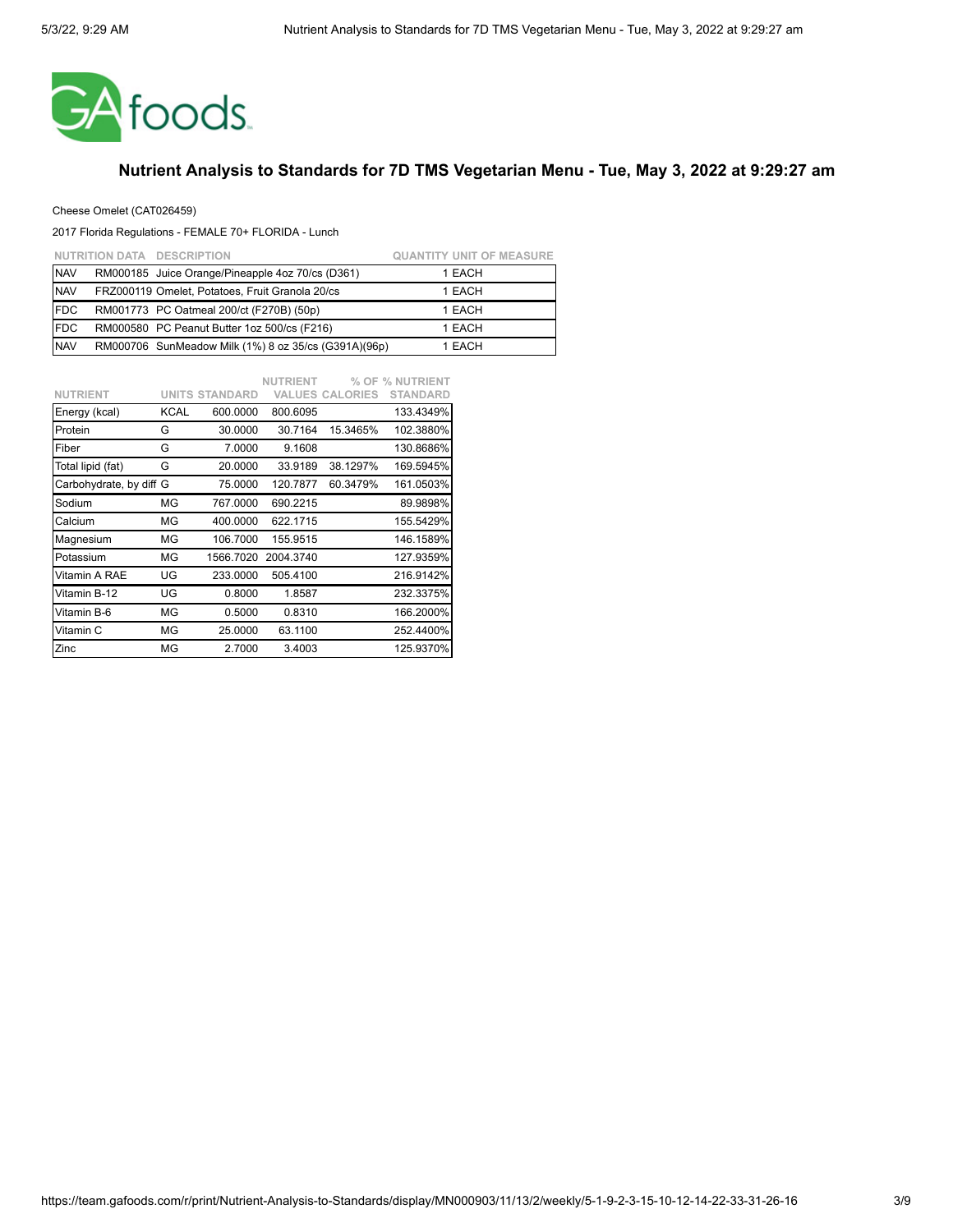## Nutrient Analysis to Standards for 7D TMS Vegetarian Menu - Tue, May 3, 2022 at 9:29:27 am

Cheese Omelet (CAT026459)

2017 Florida Regulations - FEMALE 70+ FLORIDA - Lunch

| NUTRITION DATA | DESCRIPTION | QUANTITY | UNIT OF MEASURE |
|---|---|---|---|
| NAV | RM000185 Juice Orange/Pineapple 4oz 70/cs (D361) | 1 | EACH |
| NAV | FRZ000119 Omelet, Potatoes, Fruit Granola 20/cs | 1 | EACH |
| FDC | RM001773 PC Oatmeal 200/ct (F270B) (50p) | 1 | EACH |
| FDC | RM000580 PC Peanut Butter 1oz 500/cs (F216) | 1 | EACH |
| NAV | RM000706 SunMeadow Milk (1%) 8 oz 35/cs (G391A)(96p) | 1 | EACH |

| NUTRIENT | UNITS | STANDARD | NUTRIENT VALUES | % OF CALORIES | % NUTRIENT STANDARD |
|---|---|---|---|---|---|
| Energy (kcal) | KCAL | 600.0000 | 800.6095 | | 133.4349% |
| Protein | G | 30.0000 | 30.7164 | 15.3465% | 102.3880% |
| Fiber | G | 7.0000 | 9.1608 | | 130.8686% |
| Total lipid (fat) | G | 20.0000 | 33.9189 | 38.1297% | 169.5945% |
| Carbohydrate, by diff | G | 75.0000 | 120.7877 | 60.3479% | 161.0503% |
| Sodium | MG | 767.0000 | 690.2215 | | 89.9898% |
| Calcium | MG | 400.0000 | 622.1715 | | 155.5429% |
| Magnesium | MG | 106.7000 | 155.9515 | | 146.1589% |
| Potassium | MG | 1566.7020 | 2004.3740 | | 127.9359% |
| Vitamin A RAE | UG | 233.0000 | 505.4100 | | 216.9142% |
| Vitamin B-12 | UG | 0.8000 | 1.8587 | | 232.3375% |
| Vitamin B-6 | MG | 0.5000 | 0.8310 | | 166.2000% |
| Vitamin C | MG | 25.0000 | 63.1100 | | 252.4400% |
| Zinc | MG | 2.7000 | 3.4003 | | 125.9370% |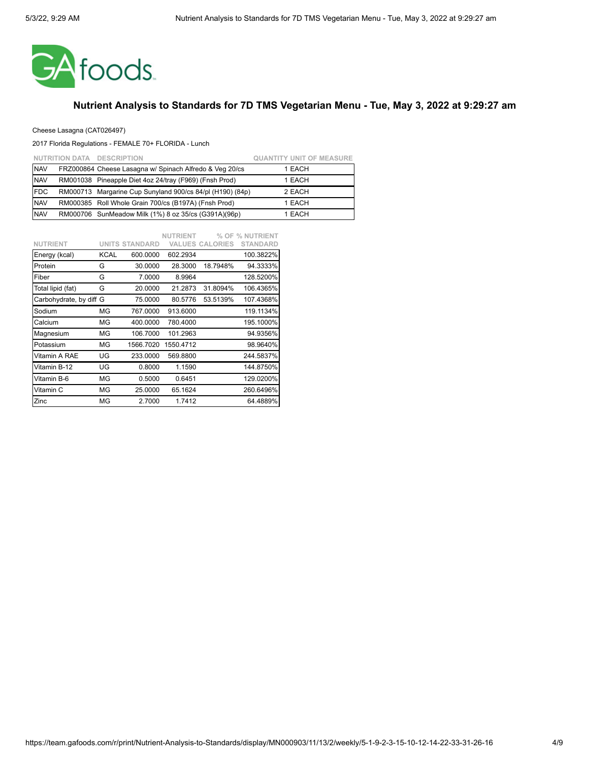GAfoods

## Nutrient Analysis to Standards for 7D TMS Vegetarian Menu - Tue, May 3, 2022 at 9:29:27 am

Cheese Lasagna (CAT026497)

2017 Florida Regulations - FEMALE 70+ FLORIDA - Lunch

| NUTRITION DATA | DESCRIPTION | QUANTITY UNIT OF MEASURE |
|---|---|---|
| NAV | FRZ000864 Cheese Lasagna w/ Spinach Alfredo & Veg 20/cs | 1 EACH |
| NAV | RM001038 Pineapple Diet 4oz 24/tray (F969) (Fnsh Prod) | 1 EACH |
| FDC | RM000713 Margarine Cup Sunyland 900/cs 84/pl (H190) (84p) | 2 EACH |
| NAV | RM000385 Roll Whole Grain 700/cs (B197A) (Fnsh Prod) | 1 EACH |
| NAV | RM000706 SunMeadow Milk (1%) 8 oz 35/cs (G391A)(96p) | 1 EACH |

| NUTRIENT | UNITS | STANDARD | NUTRIENT VALUES | % OF CALORIES | % NUTRIENT STANDARD |
|---|---|---|---|---|---|
| Energy (kcal) | KCAL | 600.0000 | 602.2934 | | 100.3822% |
| Protein | G | 30.0000 | 28.3000 | 18.7948% | 94.3333% |
| Fiber | G | 7.0000 | 8.9964 | | 128.5200% |
| Total lipid (fat) | G | 20.0000 | 21.2873 | 31.8094% | 106.4365% |
| Carbohydrate, by diff | G | 75.0000 | 80.5776 | 53.5139% | 107.4368% |
| Sodium | MG | 767.0000 | 913.6000 | | 119.1134% |
| Calcium | MG | 400.0000 | 780.4000 | | 195.1000% |
| Magnesium | MG | 106.7000 | 101.2963 | | 94.9356% |
| Potassium | MG | 1566.7020 | 1550.4712 | | 98.9640% |
| Vitamin A RAE | UG | 233.0000 | 569.8800 | | 244.5837% |
| Vitamin B-12 | UG | 0.8000 | 1.1590 | | 144.8750% |
| Vitamin B-6 | MG | 0.5000 | 0.6451 | | 129.0200% |
| Vitamin C | MG | 25.0000 | 65.1624 | | 260.6496% |
| Zinc | MG | 2.7000 | 1.7412 | | 64.4889% |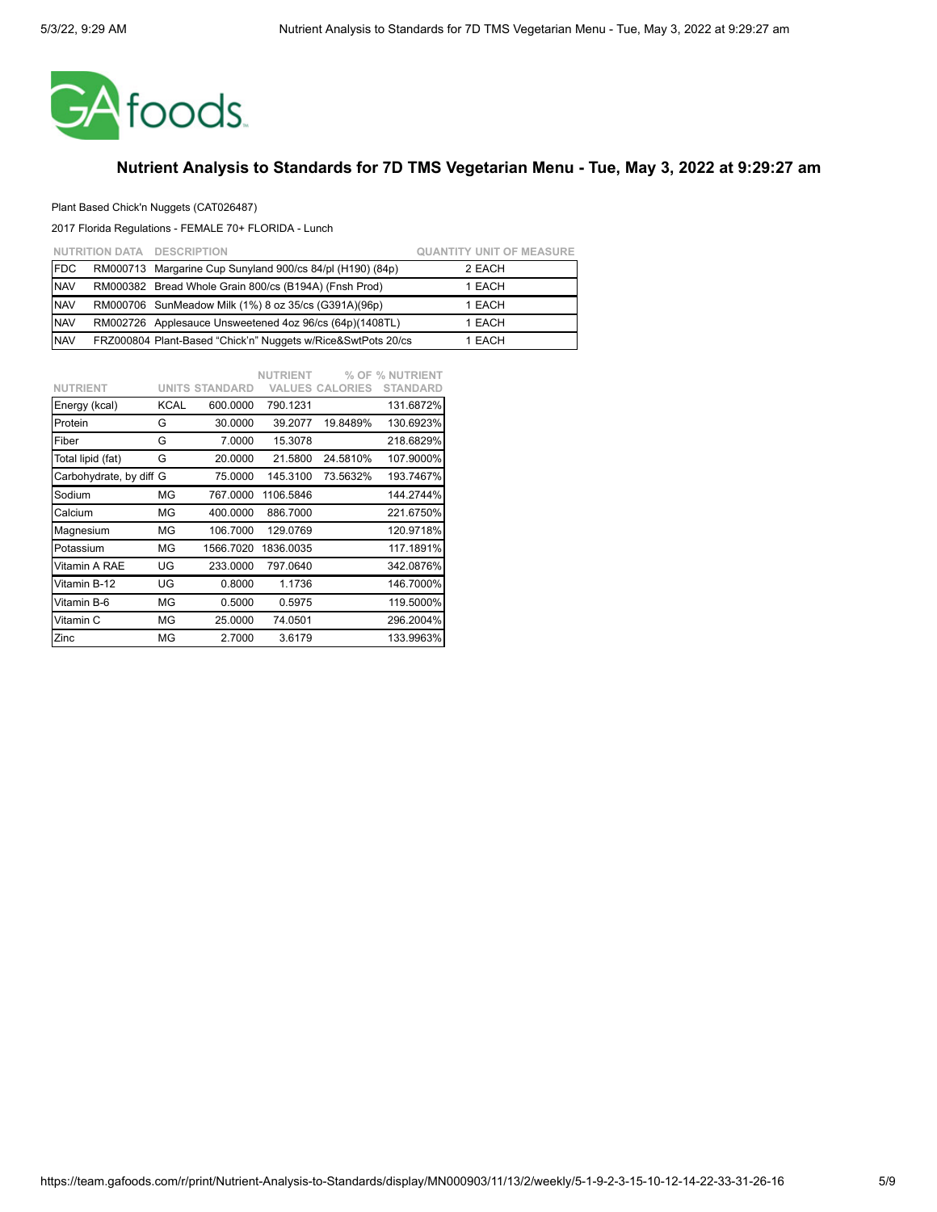## Nutrient Analysis to Standards for 7D TMS Vegetarian Menu - Tue, May 3, 2022 at 9:29:27 am

Plant Based Chick'n Nuggets (CAT026487)

2017 Florida Regulations - FEMALE 70+ FLORIDA - Lunch

| NUTRITION DATA | DESCRIPTION | QUANTITY | UNIT OF MEASURE |
|---|---|---|---|
| FDC | RM000713 Margarine Cup Sunyland 900/cs 84/pl (H190) (84p) | 2 | EACH |
| NAV | RM000382 Bread Whole Grain 800/cs (B194A) (Fnsh Prod) | 1 | EACH |
| NAV | RM000706 SunMeadow Milk (1%) 8 oz 35/cs (G391A)(96p) | 1 | EACH |
| NAV | RM002726 Applesauce Unsweetened 4oz 96/cs (64p)(1408TL) | 1 | EACH |
| NAV | FRZ000804 Plant-Based "Chick'n" Nuggets w/Rice&SwtPots 20/cs | 1 | EACH |

| NUTRIENT | UNITS | STANDARD | NUTRIENT VALUES | % OF CALORIES | % NUTRIENT STANDARD |
|---|---|---|---|---|---|
| Energy (kcal) | KCAL | 600.0000 | 790.1231 | | 131.6872% |
| Protein | G | 30.0000 | 39.2077 | 19.8489% | 130.6923% |
| Fiber | G | 7.0000 | 15.3078 | | 218.6829% |
| Total lipid (fat) | G | 20.0000 | 21.5800 | 24.5810% | 107.9000% |
| Carbohydrate, by diff | G | 75.0000 | 145.3100 | 73.5632% | 193.7467% |
| Sodium | MG | 767.0000 | 1106.5846 | | 144.2744% |
| Calcium | MG | 400.0000 | 886.7000 | | 221.6750% |
| Magnesium | MG | 106.7000 | 129.0769 | | 120.9718% |
| Potassium | MG | 1566.7020 | 1836.0035 | | 117.1891% |
| Vitamin A RAE | UG | 233.0000 | 797.0640 | | 342.0876% |
| Vitamin B-12 | UG | 0.8000 | 1.1736 | | 146.7000% |
| Vitamin B-6 | MG | 0.5000 | 0.5975 | | 119.5000% |
| Vitamin C | MG | 25.0000 | 74.0501 | | 296.2004% |
| Zinc | MG | 2.7000 | 3.6179 | | 133.9963% |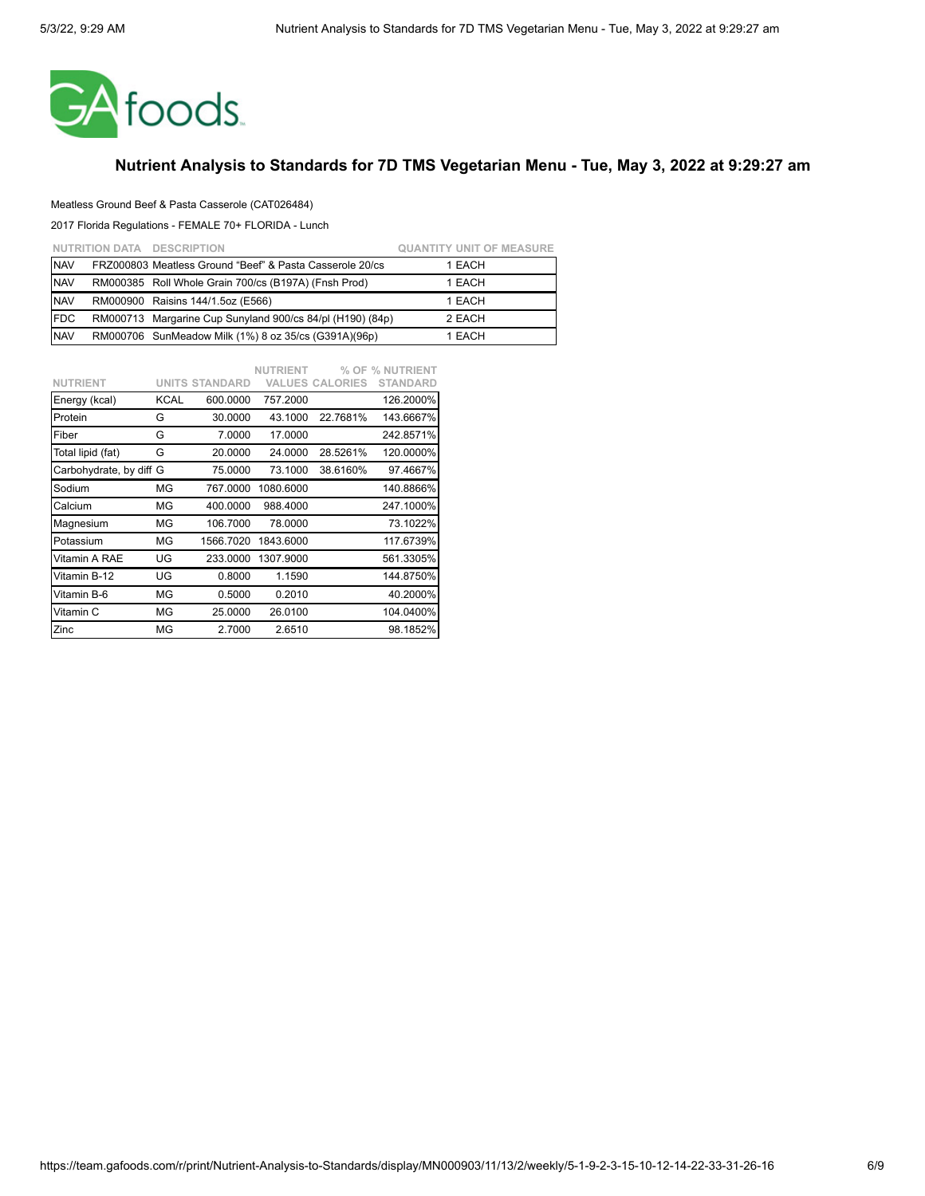# Nutrient Analysis to Standards for 7D TMS Vegetarian Menu - Tue, May 3, 2022 at 9:29:27 am

Meatless Ground Beef & Pasta Casserole (CAT026484)

2017 Florida Regulations - FEMALE 70+ FLORIDA - Lunch

| NUTRITION DATA | DESCRIPTION | QUANTITY UNIT OF MEASURE |
|---|---|---|
| NAV | FRZ000803 Meatless Ground "Beef" & Pasta Casserole 20/cs | 1 EACH |
| NAV | RM000385 Roll Whole Grain 700/cs (B197A) (Fnsh Prod) | 1 EACH |
| NAV | RM000900 Raisins 144/1.5oz (E566) | 1 EACH |
| FDC | RM000713 Margarine Cup Sunyland 900/cs 84/pl (H190) (84p) | 2 EACH |
| NAV | RM000706 SunMeadow Milk (1%) 8 oz 35/cs (G391A)(96p) | 1 EACH |

| NUTRIENT | UNITS | STANDARD | NUTRIENT VALUES | % OF CALORIES | % NUTRIENT STANDARD |
|---|---|---|---|---|---|
| Energy (kcal) | KCAL | 600.0000 | 757.2000 | | 126.2000% |
| Protein | G | 30.0000 | 43.1000 | 22.7681% | 143.6667% |
| Fiber | G | 7.0000 | 17.0000 | | 242.8571% |
| Total lipid (fat) | G | 20.0000 | 24.0000 | 28.5261% | 120.0000% |
| Carbohydrate, by diff | G | 75.0000 | 73.1000 | 38.6160% | 97.4667% |
| Sodium | MG | 767.0000 | 1080.6000 | | 140.8866% |
| Calcium | MG | 400.0000 | 988.4000 | | 247.1000% |
| Magnesium | MG | 106.7000 | 78.0000 | | 73.1022% |
| Potassium | MG | 1566.7020 | 1843.6000 | | 117.6739% |
| Vitamin A RAE | UG | 233.0000 | 1307.9000 | | 561.3305% |
| Vitamin B-12 | UG | 0.8000 | 1.1590 | | 144.8750% |
| Vitamin B-6 | MG | 0.5000 | 0.2010 | | 40.2000% |
| Vitamin C | MG | 25.0000 | 26.0100 | | 104.0400% |
| Zinc | MG | 2.7000 | 2.6510 | | 98.1852% |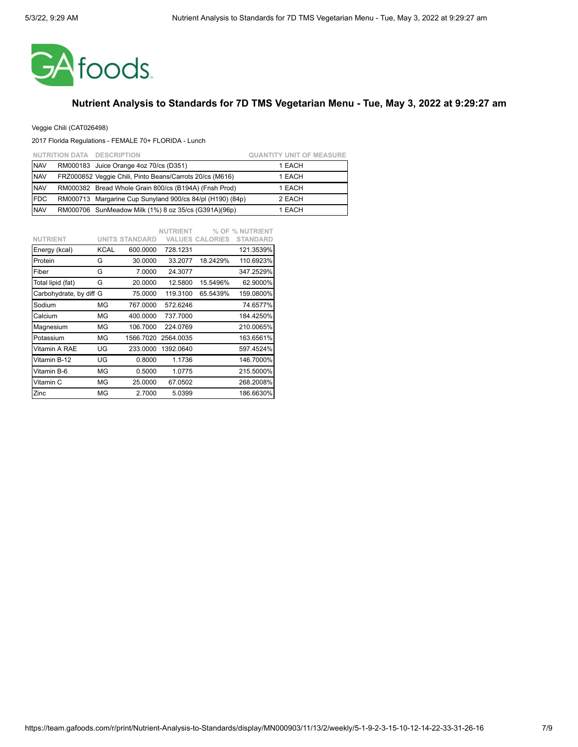## Nutrient Analysis to Standards for 7D TMS Vegetarian Menu - Tue, May 3, 2022 at 9:29:27 am

Veggie Chili (CAT026498)

2017 Florida Regulations - FEMALE 70+ FLORIDA - Lunch

| NUTRITION DATA | DESCRIPTION | QUANTITY UNIT OF MEASURE |
|---|---|---|
| NAV | RM000183 Juice Orange 4oz 70/cs (D351) | 1 EACH |
| NAV | FRZ000852 Veggie Chili, Pinto Beans/Carrots 20/cs (M616) | 1 EACH |
| NAV | RM000382 Bread Whole Grain 800/cs (B194A) (Fnsh Prod) | 1 EACH |
| FDC | RM000713 Margarine Cup Sunyland 900/cs 84/pl (H190) (84p) | 2 EACH |
| NAV | RM000706 SunMeadow Milk (1%) 8 oz 35/cs (G391A)(96p) | 1 EACH |

| NUTRIENT | UNITS | STANDARD | NUTRIENT VALUES | % OF CALORIES | % NUTRIENT STANDARD |
|---|---|---|---|---|---|
| Energy (kcal) | KCAL | 600.0000 | 728.1231 | | 121.3539% |
| Protein | G | 30.0000 | 33.2077 | 18.2429% | 110.6923% |
| Fiber | G | 7.0000 | 24.3077 | | 347.2529% |
| Total lipid (fat) | G | 20.0000 | 12.5800 | 15.5496% | 62.9000% |
| Carbohydrate, by diff | G | 75.0000 | 119.3100 | 65.5439% | 159.0800% |
| Sodium | MG | 767.0000 | 572.6246 | | 74.6577% |
| Calcium | MG | 400.0000 | 737.7000 | | 184.4250% |
| Magnesium | MG | 106.7000 | 224.0769 | | 210.0065% |
| Potassium | MG | 1566.7020 | 2564.0035 | | 163.6561% |
| Vitamin A RAE | UG | 233.0000 | 1392.0640 | | 597.4524% |
| Vitamin B-12 | UG | 0.8000 | 1.1736 | | 146.7000% |
| Vitamin B-6 | MG | 0.5000 | 1.0775 | | 215.5000% |
| Vitamin C | MG | 25.0000 | 67.0502 | | 268.2008% |
| Zinc | MG | 2.7000 | 5.0399 | | 186.6630% |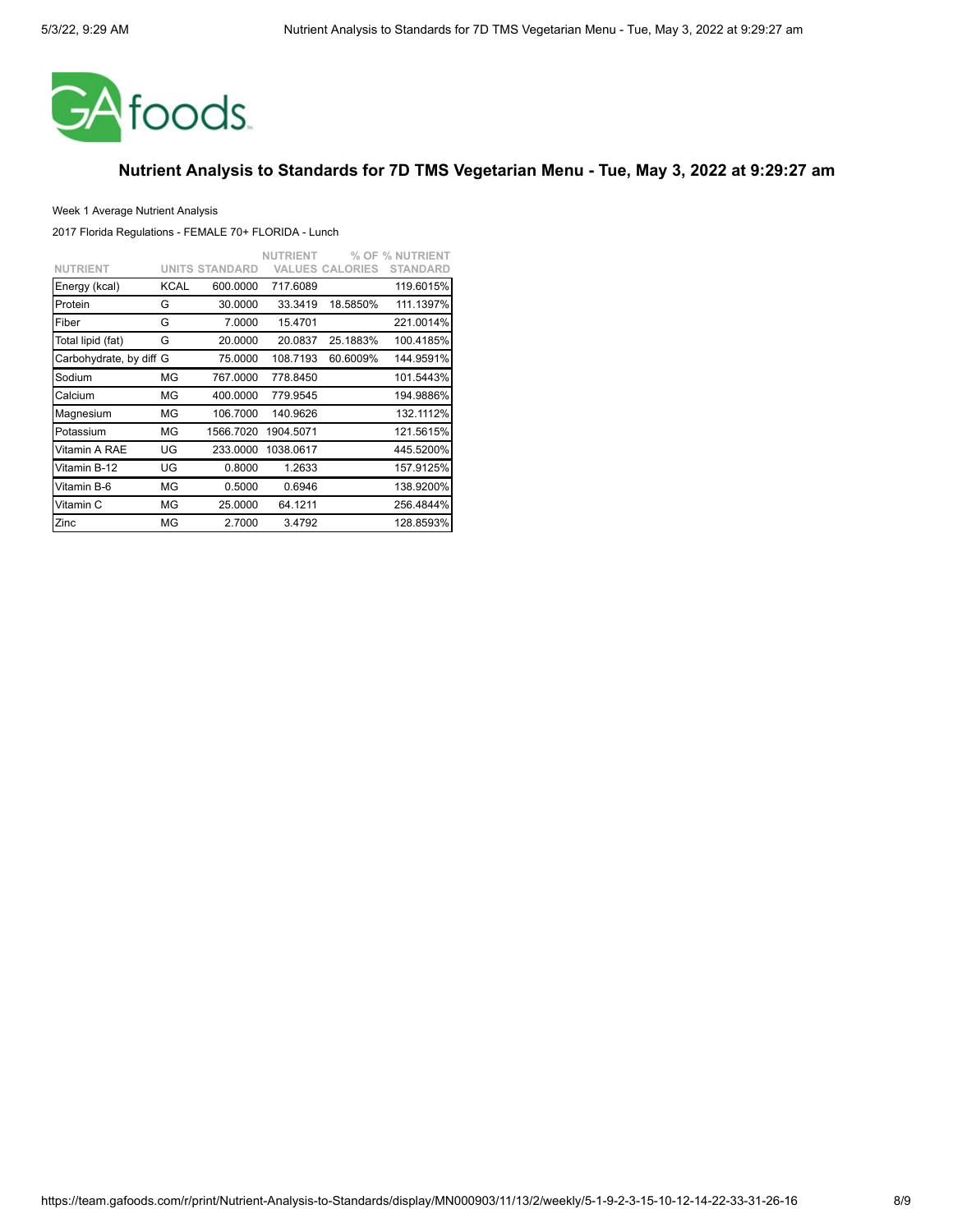## Nutrient Analysis to Standards for 7D TMS Vegetarian Menu - Tue, May 3, 2022 at 9:29:27 am

Week 1 Average Nutrient Analysis

2017 Florida Regulations - FEMALE 70+ FLORIDA - Lunch

| NUTRIENT | UNITS | STANDARD | NUTRIENT VALUES | % OF CALORIES | % NUTRIENT STANDARD |
|---|---|---|---|---|---|
| Energy (kcal) | KCAL | 600.0000 | 717.6089 | | 119.6015% |
| Protein | G | 30.0000 | 33.3419 | 18.5850% | 111.1397% |
| Fiber | G | 7.0000 | 15.4701 | | 221.0014% |
| Total lipid (fat) | G | 20.0000 | 20.0837 | 25.1883% | 100.4185% |
| Carbohydrate, by diff | G | 75.0000 | 108.7193 | 60.6009% | 144.9591% |
| Sodium | MG | 767.0000 | 778.8450 | | 101.5443% |
| Calcium | MG | 400.0000 | 779.9545 | | 194.9886% |
| Magnesium | MG | 106.7000 | 140.9626 | | 132.1112% |
| Potassium | MG | 1566.7020 | 1904.5071 | | 121.5615% |
| Vitamin A RAE | UG | 233.0000 | 1038.0617 | | 445.5200% |
| Vitamin B-12 | UG | 0.8000 | 1.2633 | | 157.9125% |
| Vitamin B-6 | MG | 0.5000 | 0.6946 | | 138.9200% |
| Vitamin C | MG | 25.0000 | 64.1211 | | 256.4844% |
| Zinc | MG | 2.7000 | 3.4792 | | 128.8593% |